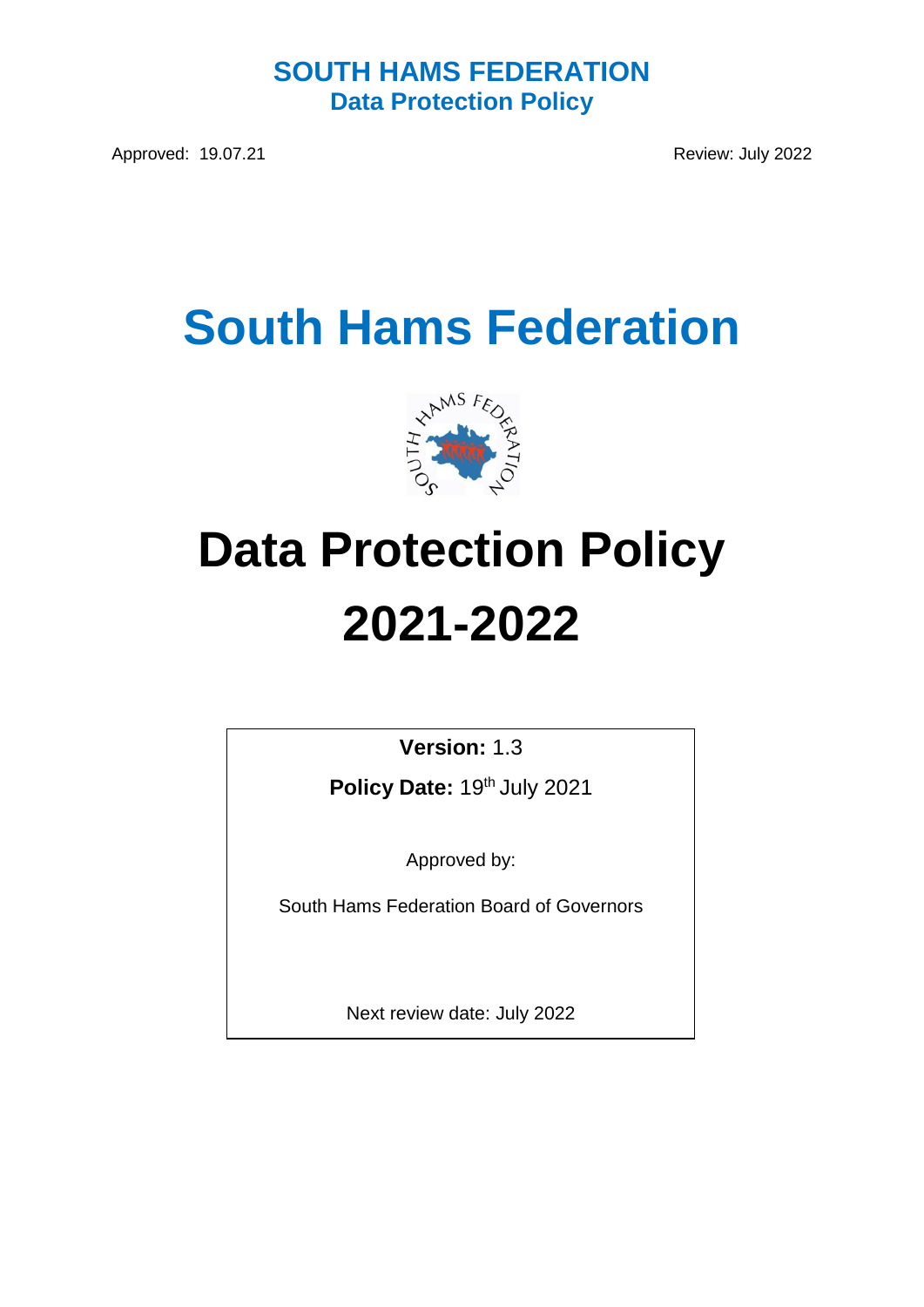**SOUTH HAMS FEDERATION**
**Data Protection Policy**

Approved: 19.07.21 Review: July 2022

# South Hams Federation

# Data Protection Policy 2021-2022

**Version:** 1.3

**Policy Date:** 19th July 2021

Approved by:

South Hams Federation Board of Governors

Next review date: July 2022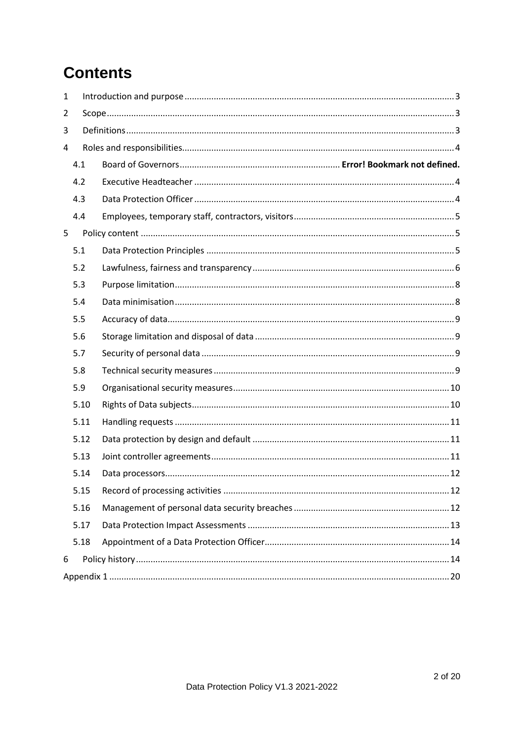# Contents

1 Introduction and purpose .... 3

2 Scope .... 3

3 Definitions .... 3

4 Roles and responsibilities .... 4

- 4.1 Board of Governors .... **Error! Bookmark not defined.**
- 4.2 Executive Headteacher .... 4
- 4.3 Data Protection Officer .... 4
- 4.4 Employees, temporary staff, contractors, visitors .... 5

5 Policy content .... 5

- 5.1 Data Protection Principles .... 5
- 5.2 Lawfulness, fairness and transparency .... 6
- 5.3 Purpose limitation .... 8
- 5.4 Data minimisation .... 8
- 5.5 Accuracy of data .... 9
- 5.6 Storage limitation and disposal of data .... 9
- 5.7 Security of personal data .... 9
- 5.8 Technical security measures .... 9
- 5.9 Organisational security measures .... 10
- 5.10 Rights of Data subjects .... 10
- 5.11 Handling requests .... 11
- 5.12 Data protection by design and default .... 11
- 5.13 Joint controller agreements .... 11
- 5.14 Data processors .... 12
- 5.15 Record of processing activities .... 12
- 5.16 Management of personal data security breaches .... 12
- 5.17 Data Protection Impact Assessments .... 13
- 5.18 Appointment of a Data Protection Officer .... 14

6 Policy history .... 14

Appendix 1 .... 20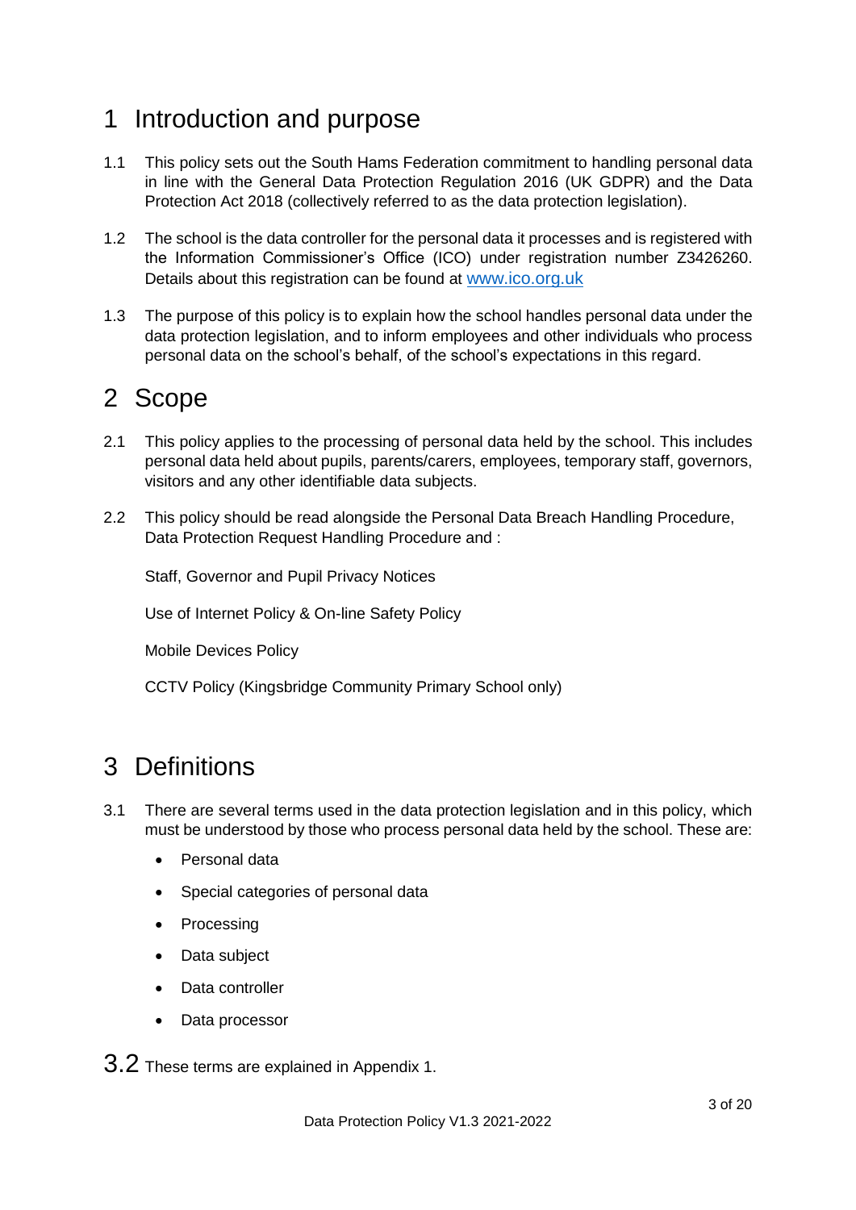# 1 Introduction and purpose

1.1 This policy sets out the South Hams Federation commitment to handling personal data in line with the General Data Protection Regulation 2016 (UK GDPR) and the Data Protection Act 2018 (collectively referred to as the data protection legislation).

1.2 The school is the data controller for the personal data it processes and is registered with the Information Commissioner's Office (ICO) under registration number Z3426260. Details about this registration can be found at [www.ico.org.uk](http://www.ico.org.uk)

1.3 The purpose of this policy is to explain how the school handles personal data under the data protection legislation, and to inform employees and other individuals who process personal data on the school's behalf, of the school's expectations in this regard.

# 2 Scope

2.1 This policy applies to the processing of personal data held by the school. This includes personal data held about pupils, parents/carers, employees, temporary staff, governors, visitors and any other identifiable data subjects.

2.2 This policy should be read alongside the Personal Data Breach Handling Procedure, Data Protection Request Handling Procedure and :

Staff, Governor and Pupil Privacy Notices

Use of Internet Policy & On-line Safety Policy

Mobile Devices Policy

CCTV Policy (Kingsbridge Community Primary School only)

# 3 Definitions

3.1 There are several terms used in the data protection legislation and in this policy, which must be understood by those who process personal data held by the school. These are:

- Personal data
- Special categories of personal data
- Processing
- Data subject
- Data controller
- Data processor

3.2 These terms are explained in Appendix 1.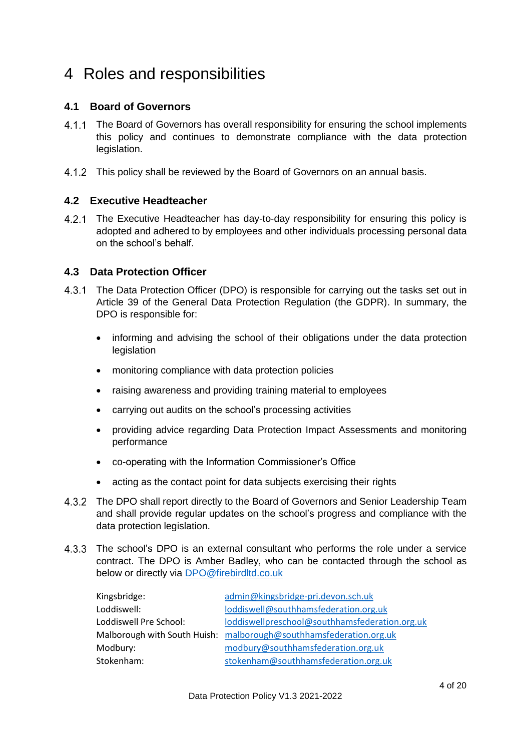# 4 Roles and responsibilities

## 4.1 Board of Governors

4.1.1 The Board of Governors has overall responsibility for ensuring the school implements this policy and continues to demonstrate compliance with the data protection legislation.

4.1.2 This policy shall be reviewed by the Board of Governors on an annual basis.

## 4.2 Executive Headteacher

4.2.1 The Executive Headteacher has day-to-day responsibility for ensuring this policy is adopted and adhered to by employees and other individuals processing personal data on the school's behalf.

## 4.3 Data Protection Officer

4.3.1 The Data Protection Officer (DPO) is responsible for carrying out the tasks set out in Article 39 of the General Data Protection Regulation (the GDPR). In summary, the DPO is responsible for:

- informing and advising the school of their obligations under the data protection legislation
- monitoring compliance with data protection policies
- raising awareness and providing training material to employees
- carrying out audits on the school's processing activities
- providing advice regarding Data Protection Impact Assessments and monitoring performance
- co-operating with the Information Commissioner's Office
- acting as the contact point for data subjects exercising their rights

4.3.2 The DPO shall report directly to the Board of Governors and Senior Leadership Team and shall provide regular updates on the school's progress and compliance with the data protection legislation.

4.3.3 The school's DPO is an external consultant who performs the role under a service contract. The DPO is Amber Badley, who can be contacted through the school as below or directly via DPO@firebirdltd.co.uk

| | |
|---|---|
| Kingsbridge: | admin@kingsbridge-pri.devon.sch.uk |
| Loddiswell: | loddiswell@southhamsfederation.org.uk |
| Loddiswell Pre School: | loddiswellpreschool@southhamsfederation.org.uk |
| Malborough with South Huish: | malborough@southhamsfederation.org.uk |
| Modbury: | modbury@southhamsfederation.org.uk |
| Stokenham: | stokenham@southhamsfederation.org.uk |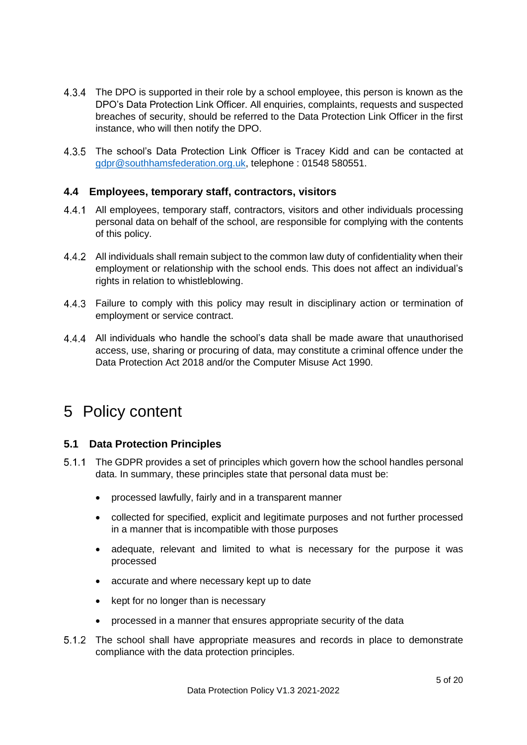4.3.4 The DPO is supported in their role by a school employee, this person is known as the DPO's Data Protection Link Officer. All enquiries, complaints, requests and suspected breaches of security, should be referred to the Data Protection Link Officer in the first instance, who will then notify the DPO.

4.3.5 The school's Data Protection Link Officer is Tracey Kidd and can be contacted at gdpr@southhamsfederation.org.uk, telephone : 01548 580551.

### 4.4 Employees, temporary staff, contractors, visitors

4.4.1 All employees, temporary staff, contractors, visitors and other individuals processing personal data on behalf of the school, are responsible for complying with the contents of this policy.

4.4.2 All individuals shall remain subject to the common law duty of confidentiality when their employment or relationship with the school ends. This does not affect an individual's rights in relation to whistleblowing.

4.4.3 Failure to comply with this policy may result in disciplinary action or termination of employment or service contract.

4.4.4 All individuals who handle the school's data shall be made aware that unauthorised access, use, sharing or procuring of data, may constitute a criminal offence under the Data Protection Act 2018 and/or the Computer Misuse Act 1990.

# 5 Policy content

### 5.1 Data Protection Principles

5.1.1 The GDPR provides a set of principles which govern how the school handles personal data. In summary, these principles state that personal data must be:

- processed lawfully, fairly and in a transparent manner
- collected for specified, explicit and legitimate purposes and not further processed in a manner that is incompatible with those purposes
- adequate, relevant and limited to what is necessary for the purpose it was processed
- accurate and where necessary kept up to date
- kept for no longer than is necessary
- processed in a manner that ensures appropriate security of the data

5.1.2 The school shall have appropriate measures and records in place to demonstrate compliance with the data protection principles.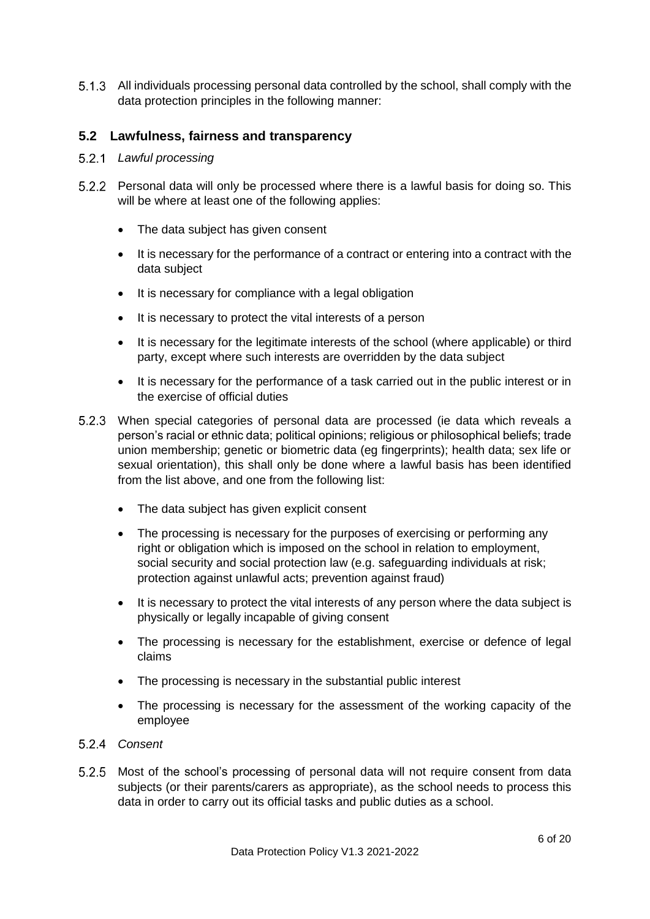5.1.3 All individuals processing personal data controlled by the school, shall comply with the data protection principles in the following manner:

## 5.2 Lawfulness, fairness and transparency

5.2.1 *Lawful processing*

5.2.2 Personal data will only be processed where there is a lawful basis for doing so. This will be where at least one of the following applies:

- The data subject has given consent
- It is necessary for the performance of a contract or entering into a contract with the data subject
- It is necessary for compliance with a legal obligation
- It is necessary to protect the vital interests of a person
- It is necessary for the legitimate interests of the school (where applicable) or third party, except where such interests are overridden by the data subject
- It is necessary for the performance of a task carried out in the public interest or in the exercise of official duties

5.2.3 When special categories of personal data are processed (ie data which reveals a person's racial or ethnic data; political opinions; religious or philosophical beliefs; trade union membership; genetic or biometric data (eg fingerprints); health data; sex life or sexual orientation), this shall only be done where a lawful basis has been identified from the list above, and one from the following list:

- The data subject has given explicit consent
- The processing is necessary for the purposes of exercising or performing any right or obligation which is imposed on the school in relation to employment, social security and social protection law (e.g. safeguarding individuals at risk; protection against unlawful acts; prevention against fraud)
- It is necessary to protect the vital interests of any person where the data subject is physically or legally incapable of giving consent
- The processing is necessary for the establishment, exercise or defence of legal claims
- The processing is necessary in the substantial public interest
- The processing is necessary for the assessment of the working capacity of the employee

5.2.4 *Consent*

5.2.5 Most of the school's processing of personal data will not require consent from data subjects (or their parents/carers as appropriate), as the school needs to process this data in order to carry out its official tasks and public duties as a school.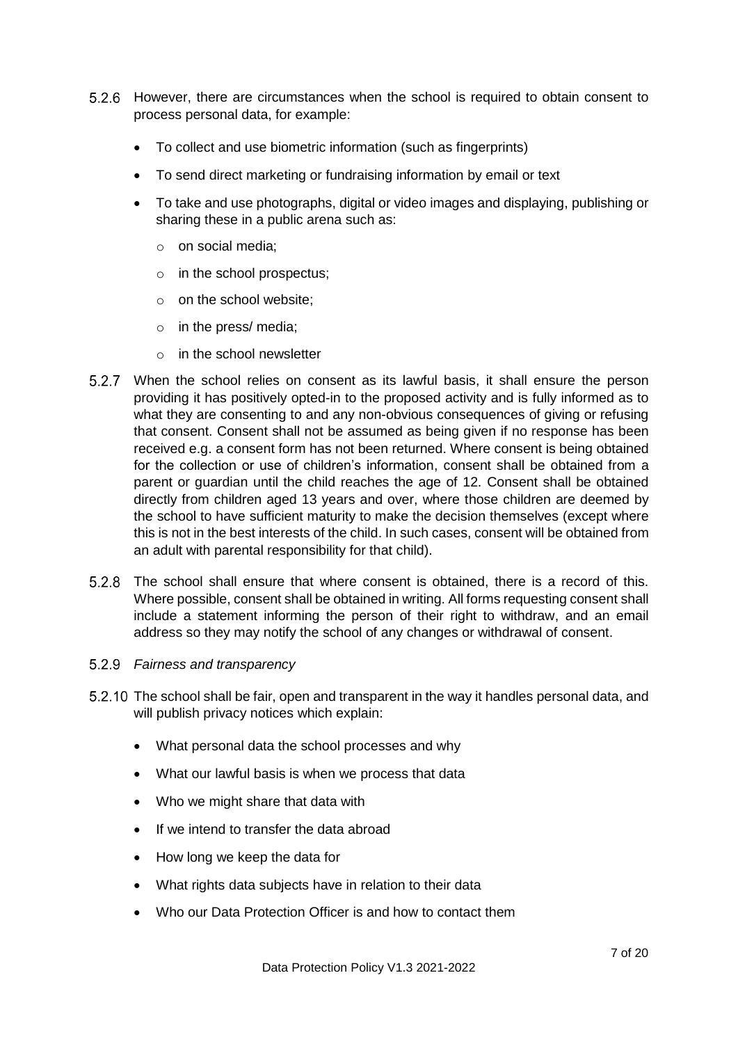5.2.6 However, there are circumstances when the school is required to obtain consent to process personal data, for example:

- To collect and use biometric information (such as fingerprints)
- To send direct marketing or fundraising information by email or text
- To take and use photographs, digital or video images and displaying, publishing or sharing these in a public arena such as:
    - on social media;
    - in the school prospectus;
    - on the school website;
    - in the press/ media;
    - in the school newsletter

5.2.7 When the school relies on consent as its lawful basis, it shall ensure the person providing it has positively opted-in to the proposed activity and is fully informed as to what they are consenting to and any non-obvious consequences of giving or refusing that consent. Consent shall not be assumed as being given if no response has been received e.g. a consent form has not been returned. Where consent is being obtained for the collection or use of children's information, consent shall be obtained from a parent or guardian until the child reaches the age of 12. Consent shall be obtained directly from children aged 13 years and over, where those children are deemed by the school to have sufficient maturity to make the decision themselves (except where this is not in the best interests of the child. In such cases, consent will be obtained from an adult with parental responsibility for that child).

5.2.8 The school shall ensure that where consent is obtained, there is a record of this. Where possible, consent shall be obtained in writing. All forms requesting consent shall include a statement informing the person of their right to withdraw, and an email address so they may notify the school of any changes or withdrawal of consent.

5.2.9 *Fairness and transparency*

5.2.10 The school shall be fair, open and transparent in the way it handles personal data, and will publish privacy notices which explain:

- What personal data the school processes and why
- What our lawful basis is when we process that data
- Who we might share that data with
- If we intend to transfer the data abroad
- How long we keep the data for
- What rights data subjects have in relation to their data
- Who our Data Protection Officer is and how to contact them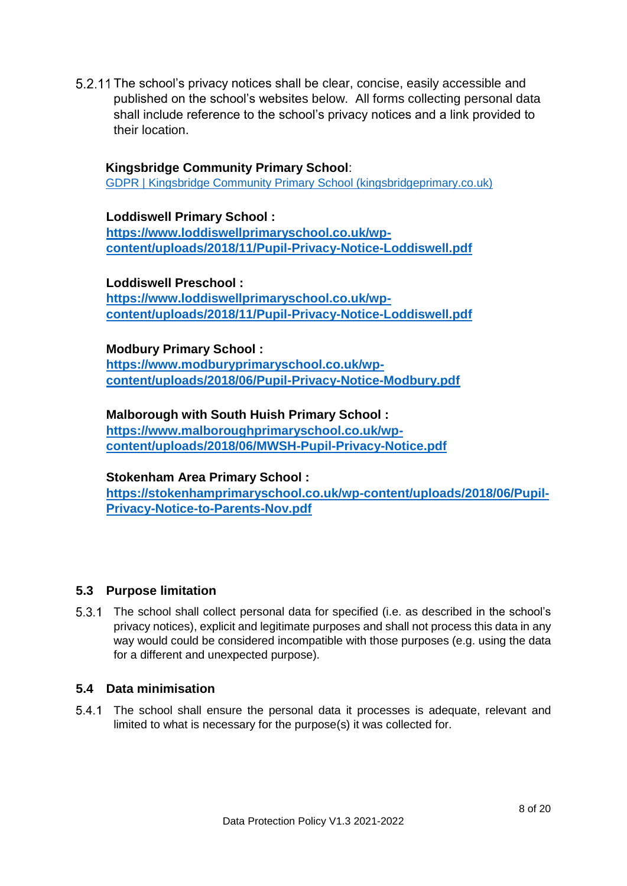5.2.11 The school's privacy notices shall be clear, concise, easily accessible and published on the school's websites below. All forms collecting personal data shall include reference to the school's privacy notices and a link provided to their location.

**Kingsbridge Community Primary School**:
GDPR | Kingsbridge Community Primary School (kingsbridgeprimary.co.uk)

**Loddiswell Primary School :**
**https://www.loddiswellprimaryschool.co.uk/wp-content/uploads/2018/11/Pupil-Privacy-Notice-Loddiswell.pdf**

**Loddiswell Preschool :**
**https://www.loddiswellprimaryschool.co.uk/wp-content/uploads/2018/11/Pupil-Privacy-Notice-Loddiswell.pdf**

**Modbury Primary School :**
**https://www.modburyprimaryschool.co.uk/wp-content/uploads/2018/06/Pupil-Privacy-Notice-Modbury.pdf**

**Malborough with South Huish Primary School :**
**https://www.malboroughprimaryschool.co.uk/wp-content/uploads/2018/06/MWSH-Pupil-Privacy-Notice.pdf**

**Stokenham Area Primary School :**
**https://stokenhamprimaryschool.co.uk/wp-content/uploads/2018/06/Pupil-Privacy-Notice-to-Parents-Nov.pdf**

## 5.3 Purpose limitation

5.3.1 The school shall collect personal data for specified (i.e. as described in the school's privacy notices), explicit and legitimate purposes and shall not process this data in any way would could be considered incompatible with those purposes (e.g. using the data for a different and unexpected purpose).

## 5.4 Data minimisation

5.4.1 The school shall ensure the personal data it processes is adequate, relevant and limited to what is necessary for the purpose(s) it was collected for.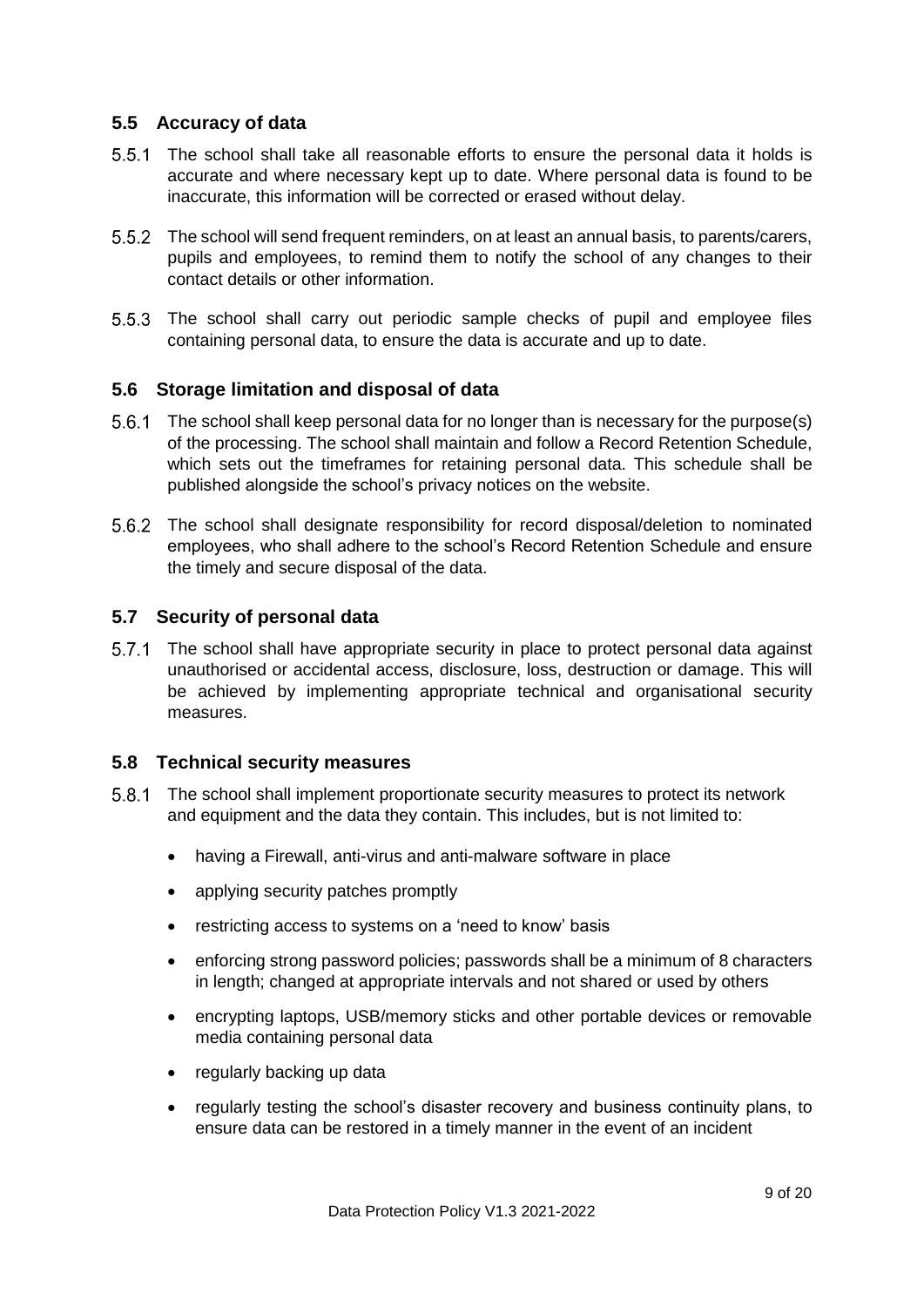## 5.5 Accuracy of data

5.5.1 The school shall take all reasonable efforts to ensure the personal data it holds is accurate and where necessary kept up to date. Where personal data is found to be inaccurate, this information will be corrected or erased without delay.

5.5.2 The school will send frequent reminders, on at least an annual basis, to parents/carers, pupils and employees, to remind them to notify the school of any changes to their contact details or other information.

5.5.3 The school shall carry out periodic sample checks of pupil and employee files containing personal data, to ensure the data is accurate and up to date.

## 5.6 Storage limitation and disposal of data

5.6.1 The school shall keep personal data for no longer than is necessary for the purpose(s) of the processing. The school shall maintain and follow a Record Retention Schedule, which sets out the timeframes for retaining personal data. This schedule shall be published alongside the school's privacy notices on the website.

5.6.2 The school shall designate responsibility for record disposal/deletion to nominated employees, who shall adhere to the school's Record Retention Schedule and ensure the timely and secure disposal of the data.

## 5.7 Security of personal data

5.7.1 The school shall have appropriate security in place to protect personal data against unauthorised or accidental access, disclosure, loss, destruction or damage. This will be achieved by implementing appropriate technical and organisational security measures.

## 5.8 Technical security measures

5.8.1 The school shall implement proportionate security measures to protect its network and equipment and the data they contain. This includes, but is not limited to:

- having a Firewall, anti-virus and anti-malware software in place
- applying security patches promptly
- restricting access to systems on a 'need to know' basis
- enforcing strong password policies; passwords shall be a minimum of 8 characters in length; changed at appropriate intervals and not shared or used by others
- encrypting laptops, USB/memory sticks and other portable devices or removable media containing personal data
- regularly backing up data
- regularly testing the school's disaster recovery and business continuity plans, to ensure data can be restored in a timely manner in the event of an incident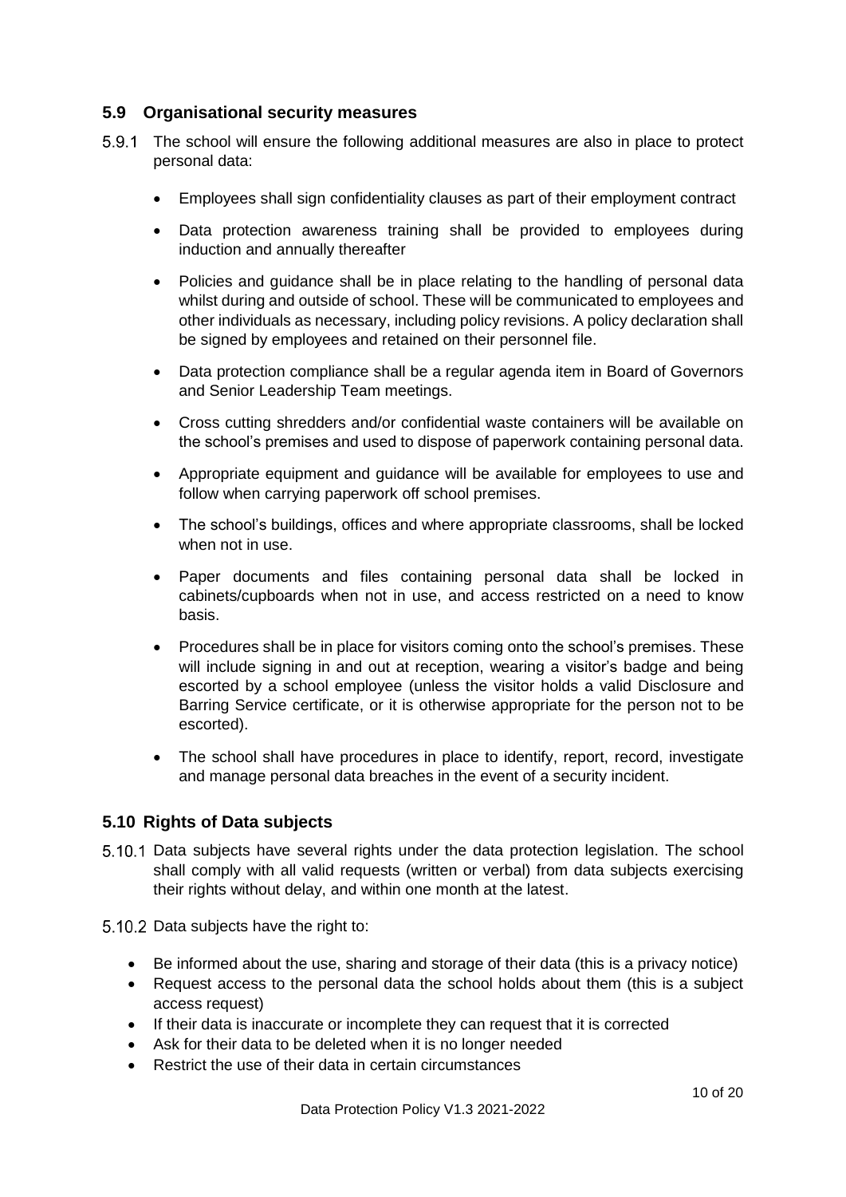## 5.9 Organisational security measures

5.9.1 The school will ensure the following additional measures are also in place to protect personal data:

- Employees shall sign confidentiality clauses as part of their employment contract
- Data protection awareness training shall be provided to employees during induction and annually thereafter
- Policies and guidance shall be in place relating to the handling of personal data whilst during and outside of school. These will be communicated to employees and other individuals as necessary, including policy revisions. A policy declaration shall be signed by employees and retained on their personnel file.
- Data protection compliance shall be a regular agenda item in Board of Governors and Senior Leadership Team meetings.
- Cross cutting shredders and/or confidential waste containers will be available on the school's premises and used to dispose of paperwork containing personal data.
- Appropriate equipment and guidance will be available for employees to use and follow when carrying paperwork off school premises.
- The school's buildings, offices and where appropriate classrooms, shall be locked when not in use.
- Paper documents and files containing personal data shall be locked in cabinets/cupboards when not in use, and access restricted on a need to know basis.
- Procedures shall be in place for visitors coming onto the school's premises. These will include signing in and out at reception, wearing a visitor's badge and being escorted by a school employee (unless the visitor holds a valid Disclosure and Barring Service certificate, or it is otherwise appropriate for the person not to be escorted).
- The school shall have procedures in place to identify, report, record, investigate and manage personal data breaches in the event of a security incident.

## 5.10 Rights of Data subjects

5.10.1 Data subjects have several rights under the data protection legislation. The school shall comply with all valid requests (written or verbal) from data subjects exercising their rights without delay, and within one month at the latest.

5.10.2 Data subjects have the right to:

- Be informed about the use, sharing and storage of their data (this is a privacy notice)
- Request access to the personal data the school holds about them (this is a subject access request)
- If their data is inaccurate or incomplete they can request that it is corrected
- Ask for their data to be deleted when it is no longer needed
- Restrict the use of their data in certain circumstances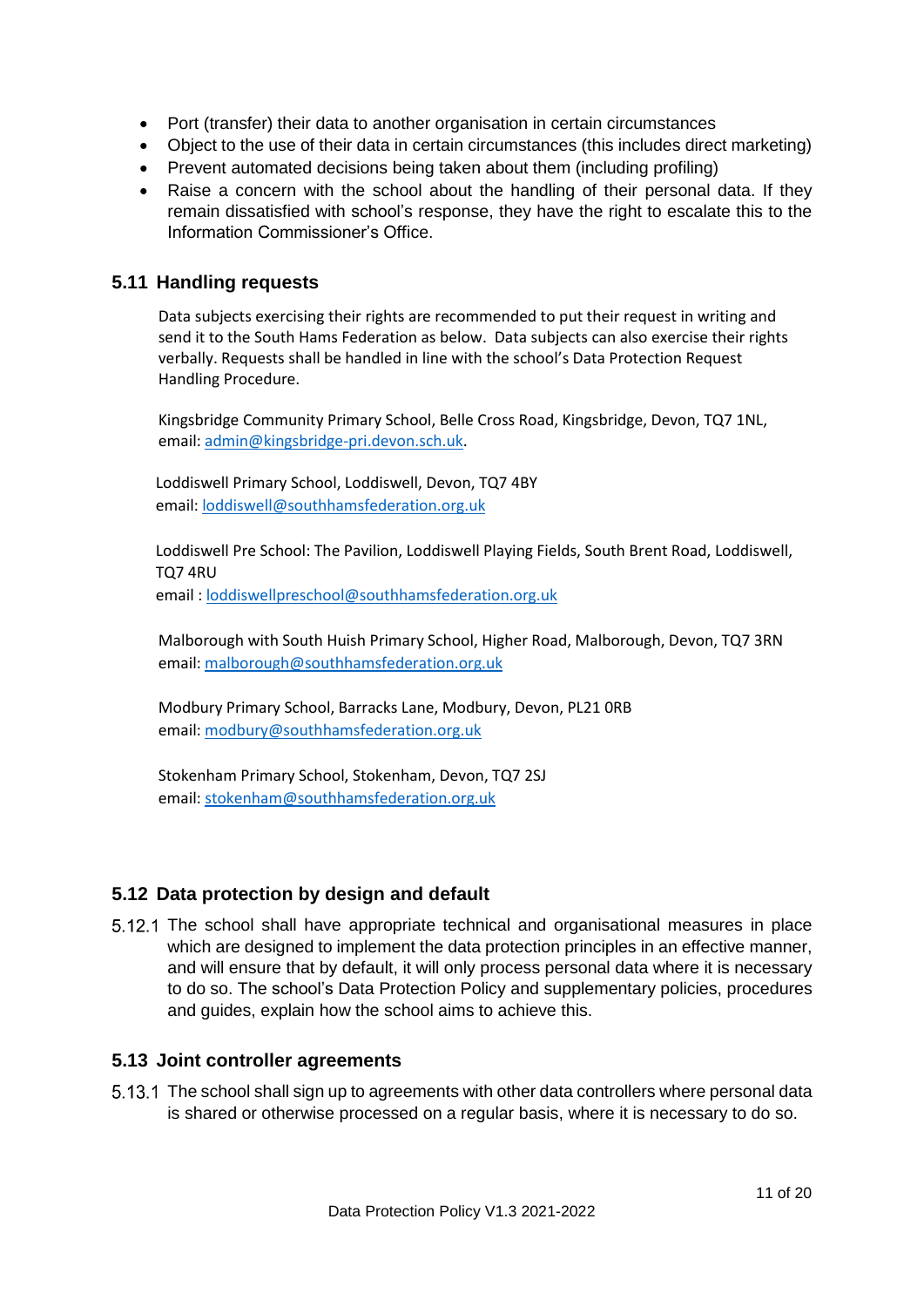- Port (transfer) their data to another organisation in certain circumstances
- Object to the use of their data in certain circumstances (this includes direct marketing)
- Prevent automated decisions being taken about them (including profiling)
- Raise a concern with the school about the handling of their personal data. If they remain dissatisfied with school's response, they have the right to escalate this to the Information Commissioner's Office.

## 5.11 Handling requests

Data subjects exercising their rights are recommended to put their request in writing and send it to the South Hams Federation as below. Data subjects can also exercise their rights verbally. Requests shall be handled in line with the school's Data Protection Request Handling Procedure.

Kingsbridge Community Primary School, Belle Cross Road, Kingsbridge, Devon, TQ7 1NL, email: admin@kingsbridge-pri.devon.sch.uk.

Loddiswell Primary School, Loddiswell, Devon, TQ7 4BY
email: loddiswell@southhamsfederation.org.uk

Loddiswell Pre School: The Pavilion, Loddiswell Playing Fields, South Brent Road, Loddiswell, TQ7 4RU
email : loddiswellpreschool@southhamsfederation.org.uk

Malborough with South Huish Primary School, Higher Road, Malborough, Devon, TQ7 3RN
email: malborough@southhamsfederation.org.uk

Modbury Primary School, Barracks Lane, Modbury, Devon, PL21 0RB
email: modbury@southhamsfederation.org.uk

Stokenham Primary School, Stokenham, Devon, TQ7 2SJ
email: stokenham@southhamsfederation.org.uk

## 5.12 Data protection by design and default

5.12.1 The school shall have appropriate technical and organisational measures in place which are designed to implement the data protection principles in an effective manner, and will ensure that by default, it will only process personal data where it is necessary to do so. The school's Data Protection Policy and supplementary policies, procedures and guides, explain how the school aims to achieve this.

## 5.13 Joint controller agreements

5.13.1 The school shall sign up to agreements with other data controllers where personal data is shared or otherwise processed on a regular basis, where it is necessary to do so.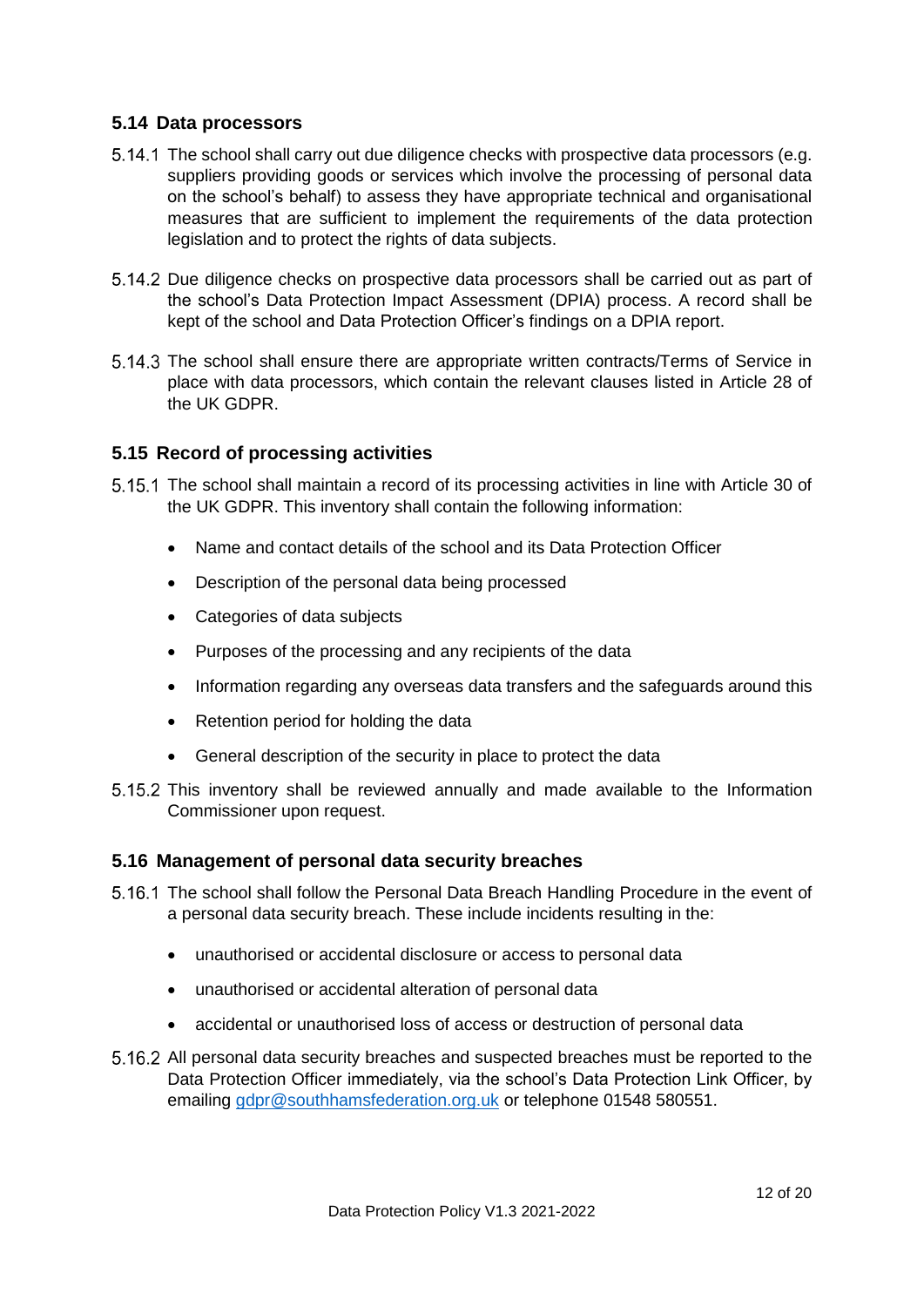## 5.14 Data processors

5.14.1 The school shall carry out due diligence checks with prospective data processors (e.g. suppliers providing goods or services which involve the processing of personal data on the school's behalf) to assess they have appropriate technical and organisational measures that are sufficient to implement the requirements of the data protection legislation and to protect the rights of data subjects.

5.14.2 Due diligence checks on prospective data processors shall be carried out as part of the school's Data Protection Impact Assessment (DPIA) process. A record shall be kept of the school and Data Protection Officer's findings on a DPIA report.

5.14.3 The school shall ensure there are appropriate written contracts/Terms of Service in place with data processors, which contain the relevant clauses listed in Article 28 of the UK GDPR.

## 5.15 Record of processing activities

5.15.1 The school shall maintain a record of its processing activities in line with Article 30 of the UK GDPR. This inventory shall contain the following information:

- Name and contact details of the school and its Data Protection Officer
- Description of the personal data being processed
- Categories of data subjects
- Purposes of the processing and any recipients of the data
- Information regarding any overseas data transfers and the safeguards around this
- Retention period for holding the data
- General description of the security in place to protect the data

5.15.2 This inventory shall be reviewed annually and made available to the Information Commissioner upon request.

## 5.16 Management of personal data security breaches

5.16.1 The school shall follow the Personal Data Breach Handling Procedure in the event of a personal data security breach. These include incidents resulting in the:

- unauthorised or accidental disclosure or access to personal data
- unauthorised or accidental alteration of personal data
- accidental or unauthorised loss of access or destruction of personal data

5.16.2 All personal data security breaches and suspected breaches must be reported to the Data Protection Officer immediately, via the school's Data Protection Link Officer, by emailing [gdpr@southhamsfederation.org.uk](mailto:gdpr@southhamsfederation.org.uk) or telephone 01548 580551.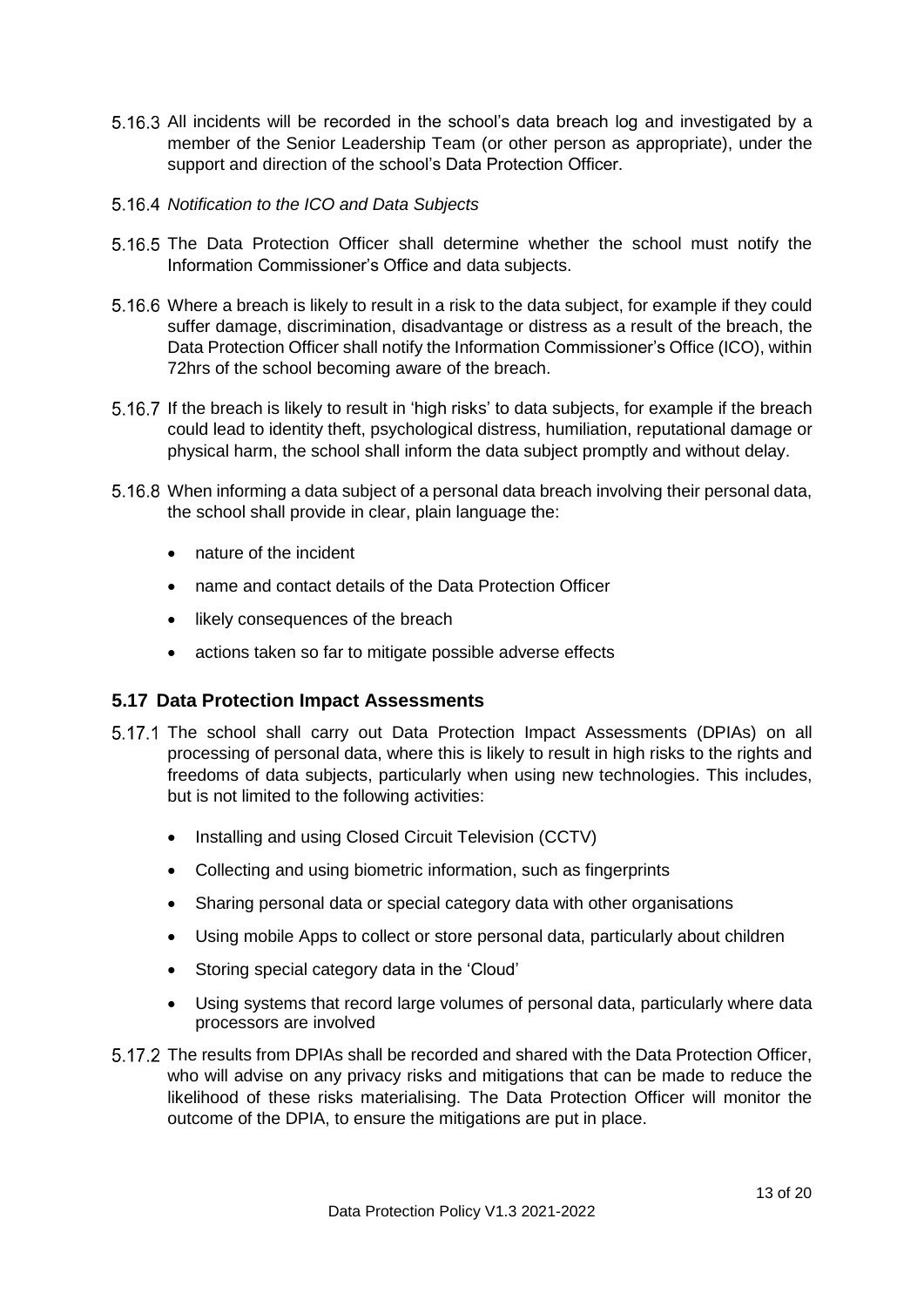5.16.3 All incidents will be recorded in the school's data breach log and investigated by a member of the Senior Leadership Team (or other person as appropriate), under the support and direction of the school's Data Protection Officer.

5.16.4 *Notification to the ICO and Data Subjects*

5.16.5 The Data Protection Officer shall determine whether the school must notify the Information Commissioner's Office and data subjects.

5.16.6 Where a breach is likely to result in a risk to the data subject, for example if they could suffer damage, discrimination, disadvantage or distress as a result of the breach, the Data Protection Officer shall notify the Information Commissioner's Office (ICO), within 72hrs of the school becoming aware of the breach.

5.16.7 If the breach is likely to result in 'high risks' to data subjects, for example if the breach could lead to identity theft, psychological distress, humiliation, reputational damage or physical harm, the school shall inform the data subject promptly and without delay.

5.16.8 When informing a data subject of a personal data breach involving their personal data, the school shall provide in clear, plain language the:

- nature of the incident
- name and contact details of the Data Protection Officer
- likely consequences of the breach
- actions taken so far to mitigate possible adverse effects

## 5.17 Data Protection Impact Assessments

5.17.1 The school shall carry out Data Protection Impact Assessments (DPIAs) on all processing of personal data, where this is likely to result in high risks to the rights and freedoms of data subjects, particularly when using new technologies. This includes, but is not limited to the following activities:

- Installing and using Closed Circuit Television (CCTV)
- Collecting and using biometric information, such as fingerprints
- Sharing personal data or special category data with other organisations
- Using mobile Apps to collect or store personal data, particularly about children
- Storing special category data in the 'Cloud'
- Using systems that record large volumes of personal data, particularly where data processors are involved

5.17.2 The results from DPIAs shall be recorded and shared with the Data Protection Officer, who will advise on any privacy risks and mitigations that can be made to reduce the likelihood of these risks materialising. The Data Protection Officer will monitor the outcome of the DPIA, to ensure the mitigations are put in place.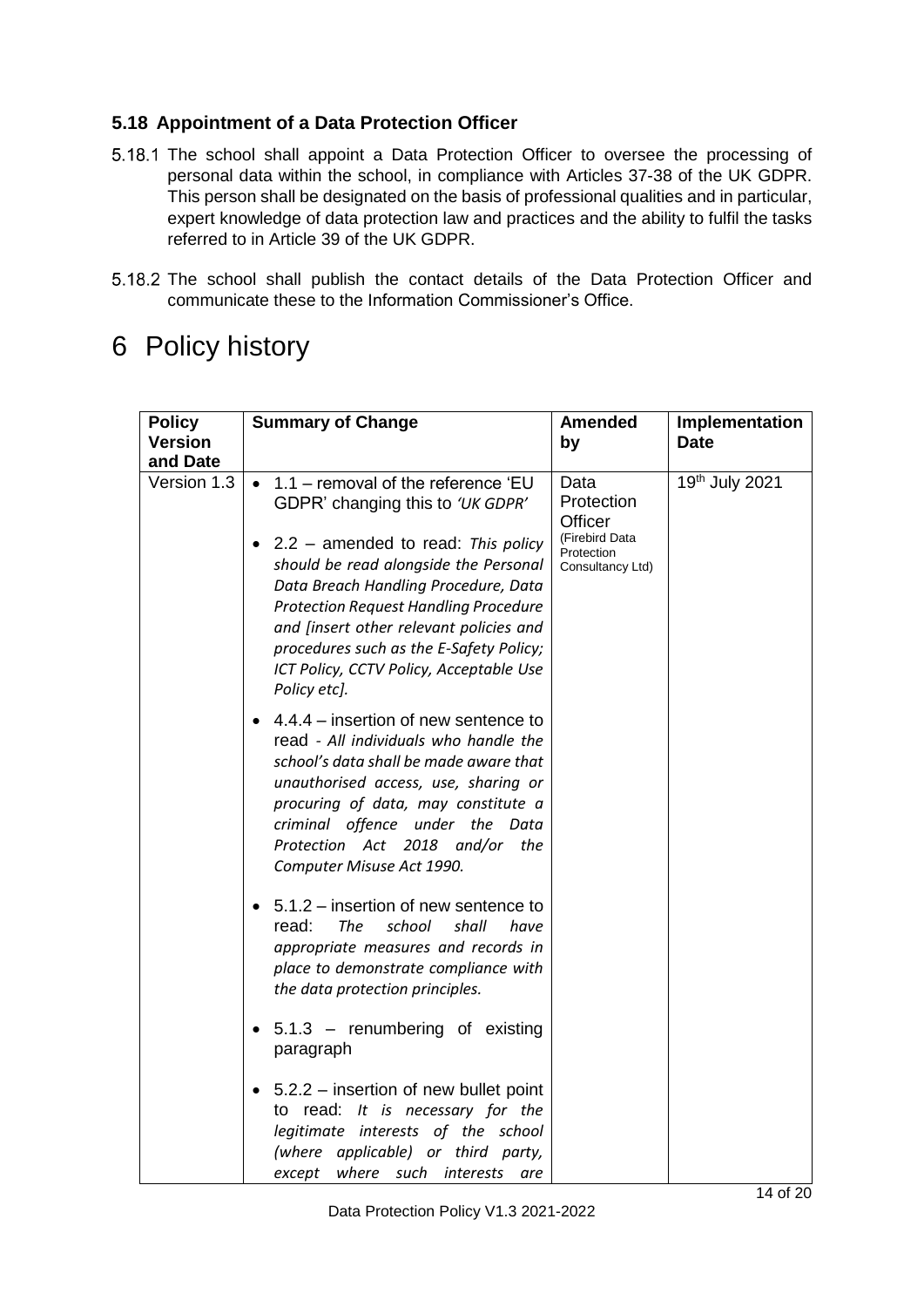### 5.18 Appointment of a Data Protection Officer

5.18.1 The school shall appoint a Data Protection Officer to oversee the processing of personal data within the school, in compliance with Articles 37-38 of the UK GDPR. This person shall be designated on the basis of professional qualities and in particular, expert knowledge of data protection law and practices and the ability to fulfil the tasks referred to in Article 39 of the UK GDPR.

5.18.2 The school shall publish the contact details of the Data Protection Officer and communicate these to the Information Commissioner's Office.

# 6 Policy history

| Policy Version and Date | Summary of Change | Amended by | Implementation Date |
|---|---|---|---|
| Version 1.3 | • 1.1 – removal of the reference 'EU GDPR' changing this to *'UK GDPR'*<br><br>• 2.2 – amended to read: *This policy should be read alongside the Personal Data Breach Handling Procedure, Data Protection Request Handling Procedure and [insert other relevant policies and procedures such as the E-Safety Policy; ICT Policy, CCTV Policy, Acceptable Use Policy etc].*<br><br>• 4.4.4 – insertion of new sentence to read - *All individuals who handle the school's data shall be made aware that unauthorised access, use, sharing or procuring of data, may constitute a criminal offence under the Data Protection Act 2018 and/or the Computer Misuse Act 1990.*<br><br>• 5.1.2 – insertion of new sentence to read: *The school shall have appropriate measures and records in place to demonstrate compliance with the data protection principles.*<br><br>• 5.1.3 – renumbering of existing paragraph<br><br>• 5.2.2 – insertion of new bullet point to read: *It is necessary for the legitimate interests of the school (where applicable) or third party, except where such interests are* | Data Protection Officer (Firebird Data Protection Consultancy Ltd) | 19th July 2021 |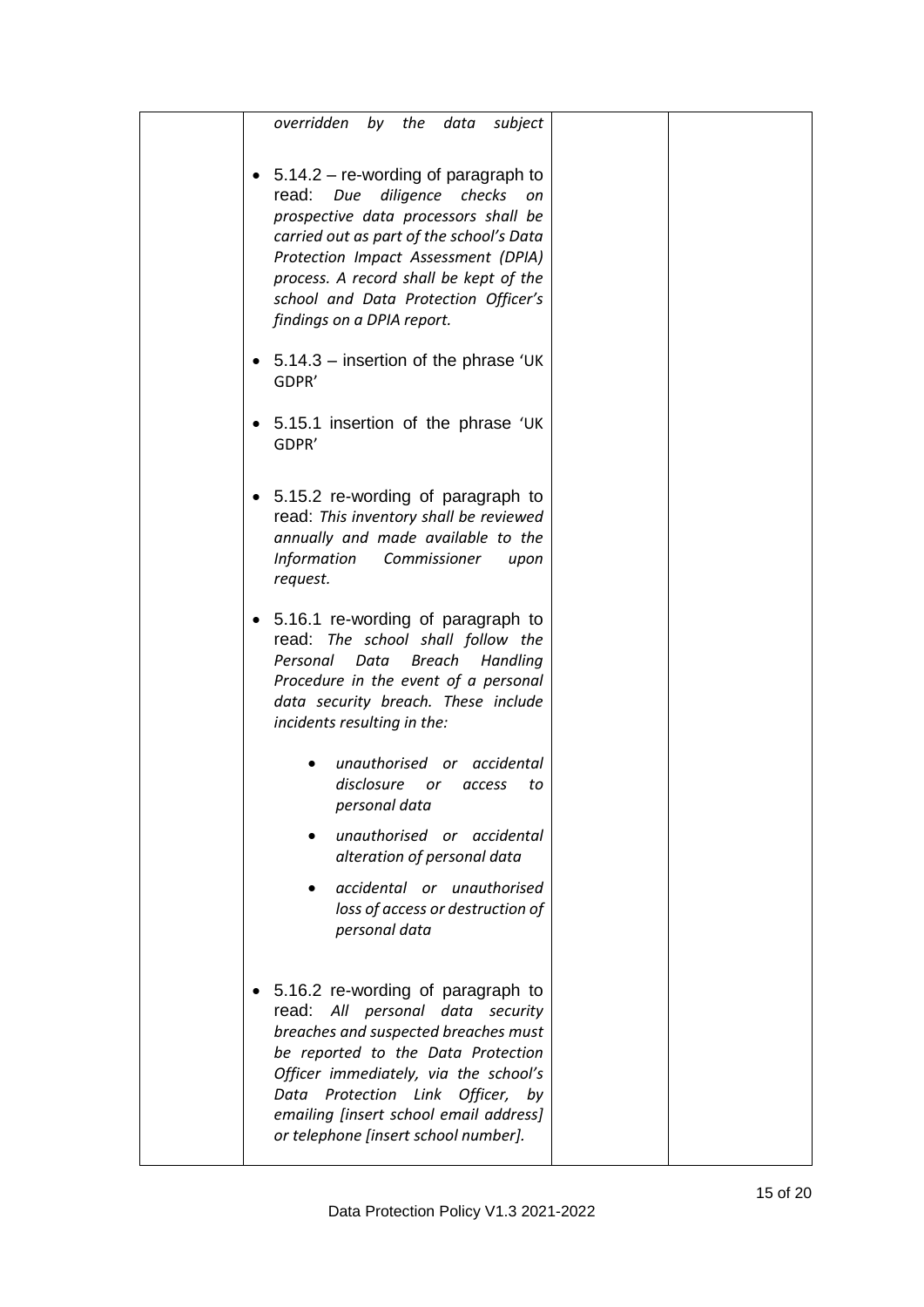|  | *overridden by the data subject*<br><br>• 5.14.2 – re-wording of paragraph to read: *Due diligence checks on prospective data processors shall be carried out as part of the school's Data Protection Impact Assessment (DPIA) process. A record shall be kept of the school and Data Protection Officer's findings on a DPIA report.*<br><br>• 5.14.3 – insertion of the phrase 'UK GDPR'<br><br>• 5.15.1 insertion of the phrase 'UK GDPR'<br><br>• 5.15.2 re-wording of paragraph to read: *This inventory shall be reviewed annually and made available to the Information Commissioner upon request.*<br><br>• 5.16.1 re-wording of paragraph to read: *The school shall follow the Personal Data Breach Handling Procedure in the event of a personal data security breach. These include incidents resulting in the:*<br>&nbsp;&nbsp;&nbsp;&nbsp;• *unauthorised or accidental disclosure or access to personal data*<br>&nbsp;&nbsp;&nbsp;&nbsp;• *unauthorised or accidental alteration of personal data*<br>&nbsp;&nbsp;&nbsp;&nbsp;• *accidental or unauthorised loss of access or destruction of personal data*<br><br>• 5.16.2 re-wording of paragraph to read: *All personal data security breaches and suspected breaches must be reported to the Data Protection Officer immediately, via the school's Data Protection Link Officer, by emailing [insert school email address] or telephone [insert school number].* |  |  |
|---|---|---|---|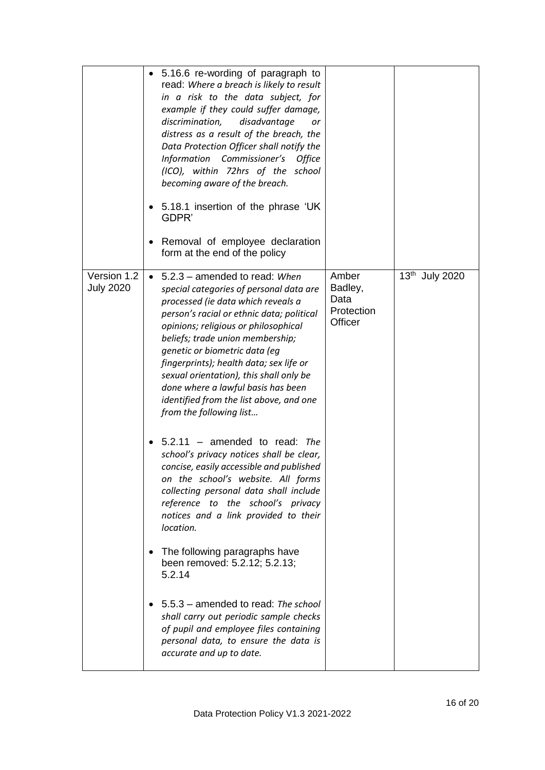|  |  |  |  |
|---|---|---|---|
|  | • 5.16.6 re-wording of paragraph to read: *Where a breach is likely to result in a risk to the data subject, for example if they could suffer damage, discrimination, disadvantage or distress as a result of the breach, the Data Protection Officer shall notify the Information Commissioner's Office (ICO), within 72hrs of the school becoming aware of the breach.*<br><br>• 5.18.1 insertion of the phrase 'UK GDPR'<br><br>• Removal of employee declaration form at the end of the policy |  |  |
| Version 1.2 July 2020 | • 5.2.3 – amended to read: *When special categories of personal data are processed (ie data which reveals a person's racial or ethnic data; political opinions; religious or philosophical beliefs; trade union membership; genetic or biometric data (eg fingerprints); health data; sex life or sexual orientation), this shall only be done where a lawful basis has been identified from the list above, and one from the following list…*<br><br>• 5.2.11 – amended to read: *The school's privacy notices shall be clear, concise, easily accessible and published on the school's website. All forms collecting personal data shall include reference to the school's privacy notices and a link provided to their location.*<br><br>• The following paragraphs have been removed: 5.2.12; 5.2.13; 5.2.14<br><br>• 5.5.3 – amended to read: *The school shall carry out periodic sample checks of pupil and employee files containing personal data, to ensure the data is accurate and up to date.* | Amber Badley, Data Protection Officer | 13th July 2020 |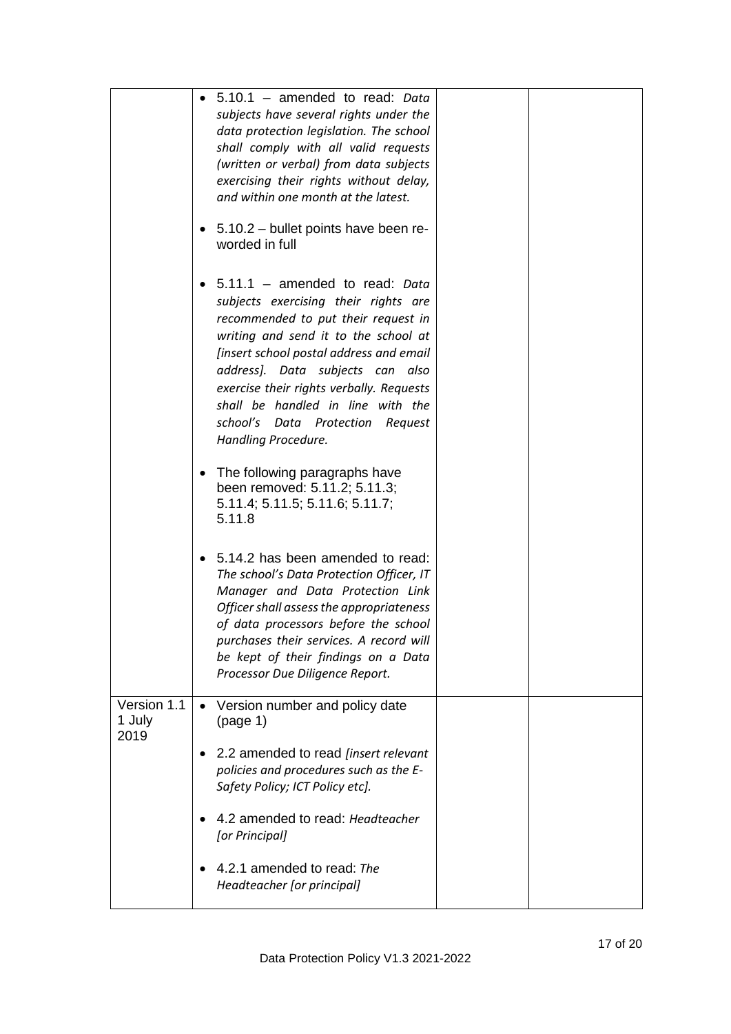| | | | |
|---|---|---|---|
| | • 5.10.1 – amended to read: *Data subjects have several rights under the data protection legislation. The school shall comply with all valid requests (written or verbal) from data subjects exercising their rights without delay, and within one month at the latest.*<br><br>• 5.10.2 – bullet points have been re-worded in full<br><br>• 5.11.1 – amended to read: *Data subjects exercising their rights are recommended to put their request in writing and send it to the school at [insert school postal address and email address]. Data subjects can also exercise their rights verbally. Requests shall be handled in line with the school's Data Protection Request Handling Procedure.*<br><br>• The following paragraphs have been removed: 5.11.2; 5.11.3; 5.11.4; 5.11.5; 5.11.6; 5.11.7; 5.11.8<br><br>• 5.14.2 has been amended to read: *The school's Data Protection Officer, IT Manager and Data Protection Link Officer shall assess the appropriateness of data processors before the school purchases their services. A record will be kept of their findings on a Data Processor Due Diligence Report.* | | |
| Version 1.1<br>1 July 2019 | • Version number and policy date (page 1)<br><br>• 2.2 amended to read *[insert relevant policies and procedures such as the E-Safety Policy; ICT Policy etc].*<br><br>• 4.2 amended to read: *Headteacher [or Principal]*<br><br>• 4.2.1 amended to read: *The Headteacher [or principal]* | | |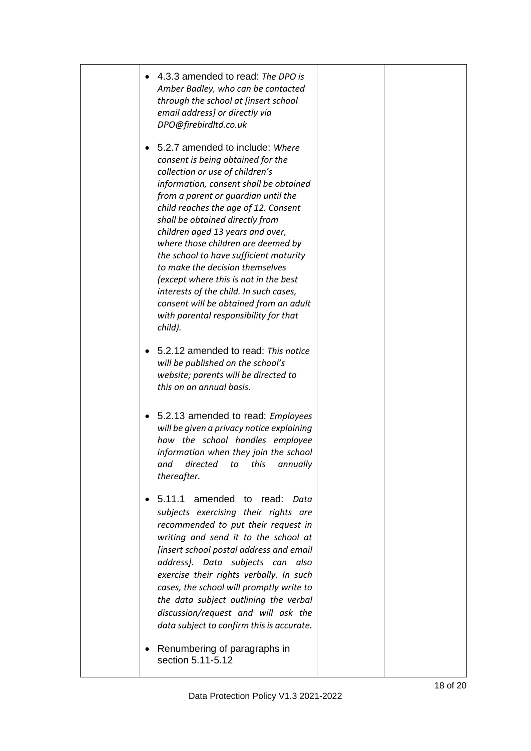|  | • 4.3.3 amended to read: *The DPO is Amber Badley, who can be contacted through the school at [insert school email address] or directly via DPO@firebirdltd.co.uk*<br><br>• 5.2.7 amended to include: *Where consent is being obtained for the collection or use of children's information, consent shall be obtained from a parent or guardian until the child reaches the age of 12. Consent shall be obtained directly from children aged 13 years and over, where those children are deemed by the school to have sufficient maturity to make the decision themselves (except where this is not in the best interests of the child. In such cases, consent will be obtained from an adult with parental responsibility for that child).*<br><br>• 5.2.12 amended to read: *This notice will be published on the school's website; parents will be directed to this on an annual basis.*<br><br>• 5.2.13 amended to read: *Employees will be given a privacy notice explaining how the school handles employee information when they join the school and directed to this annually thereafter.*<br><br>• 5.11.1 amended to read: *Data subjects exercising their rights are recommended to put their request in writing and send it to the school at [insert school postal address and email address]. Data subjects can also exercise their rights verbally. In such cases, the school will promptly write to the data subject outlining the verbal discussion/request and will ask the data subject to confirm this is accurate.*<br><br>• Renumbering of paragraphs in section 5.11-5.12 |  |  |
|---|---|---|---|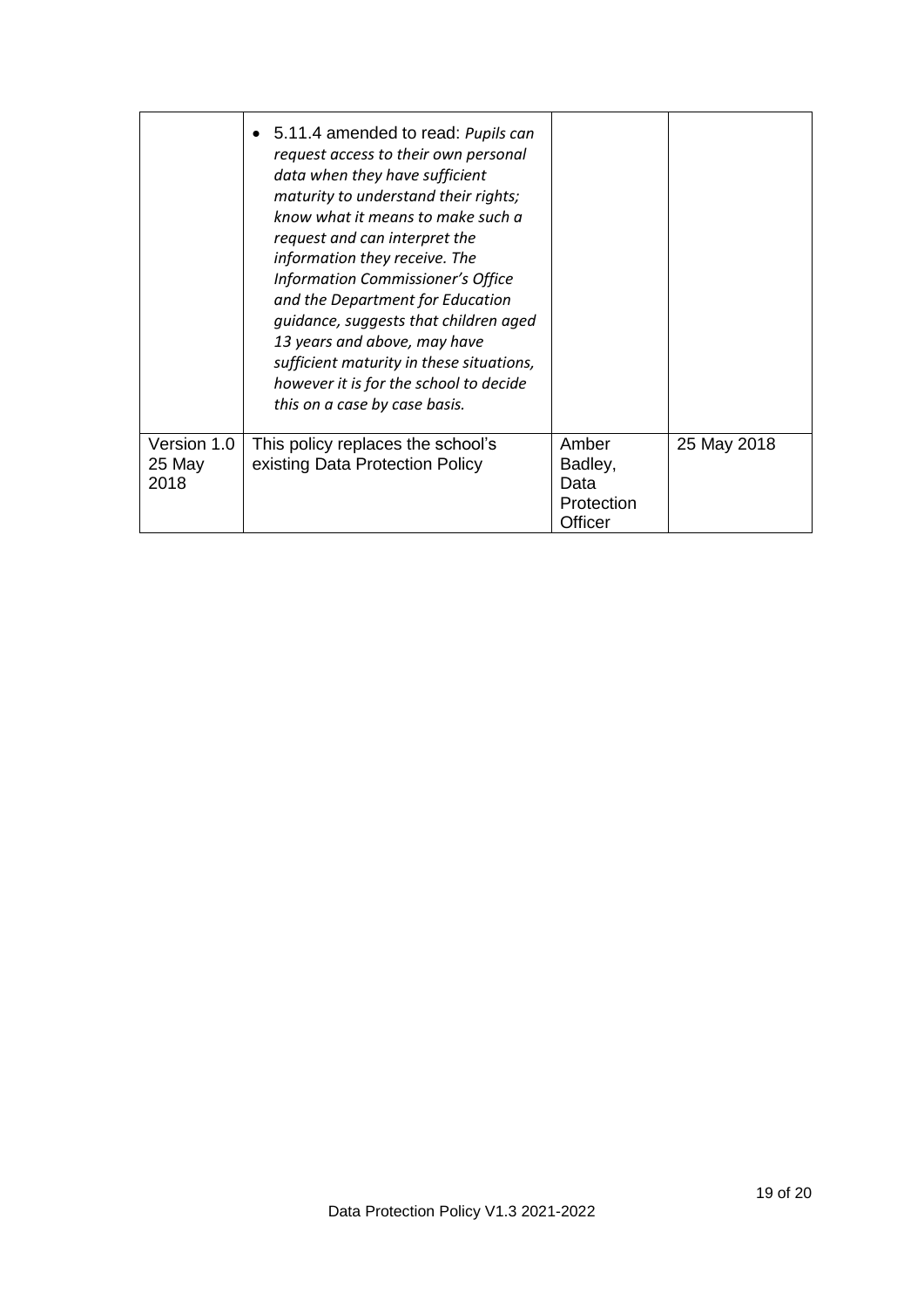|  |  |  |  |
|---|---|---|---|
|  | • 5.11.4 amended to read: *Pupils can request access to their own personal data when they have sufficient maturity to understand their rights; know what it means to make such a request and can interpret the information they receive. The Information Commissioner's Office and the Department for Education guidance, suggests that children aged 13 years and above, may have sufficient maturity in these situations, however it is for the school to decide this on a case by case basis.* |  |  |
| Version 1.0 25 May 2018 | This policy replaces the school's existing Data Protection Policy | Amber Badley, Data Protection Officer | 25 May 2018 |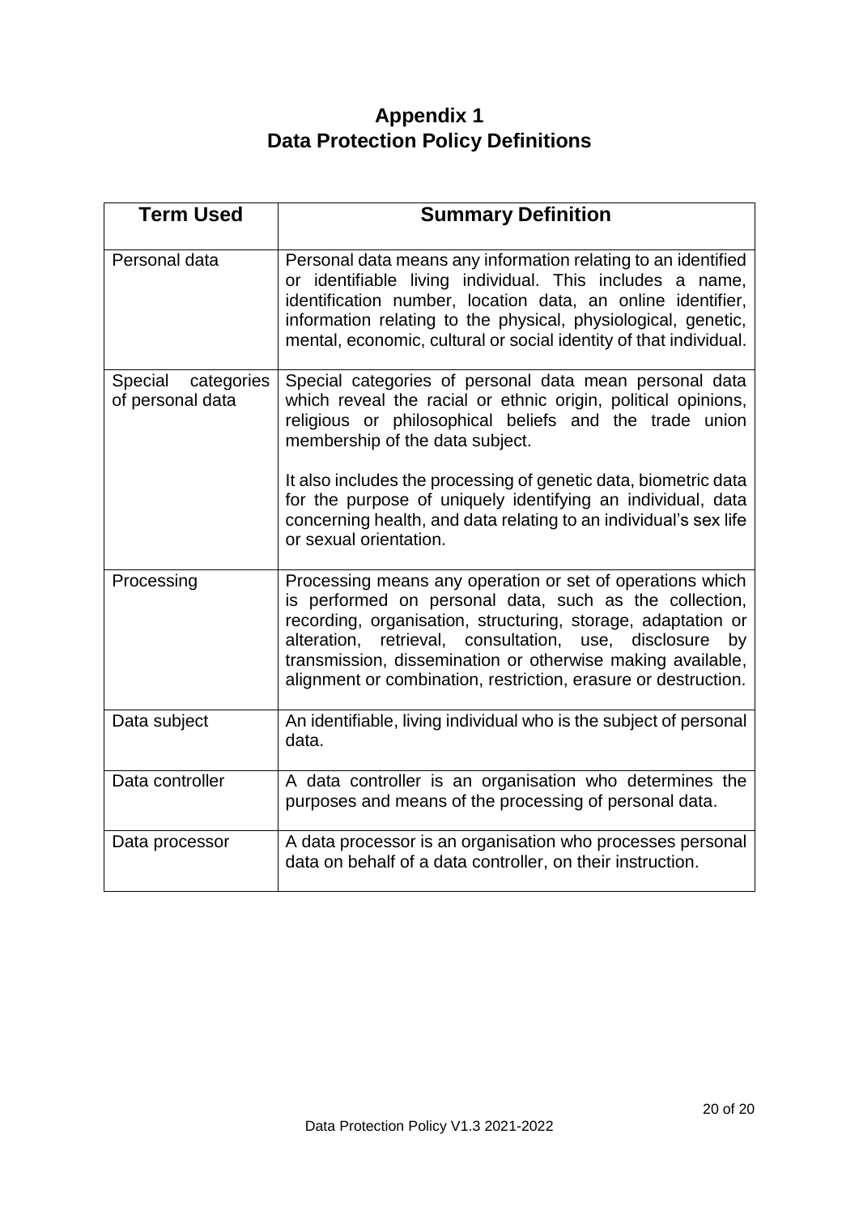# Appendix 1
# Data Protection Policy Definitions

| Term Used | Summary Definition |
|---|---|
| Personal data | Personal data means any information relating to an identified or identifiable living individual. This includes a name, identification number, location data, an online identifier, information relating to the physical, physiological, genetic, mental, economic, cultural or social identity of that individual. |
| Special categories of personal data | Special categories of personal data mean personal data which reveal the racial or ethnic origin, political opinions, religious or philosophical beliefs and the trade union membership of the data subject.<br><br>It also includes the processing of genetic data, biometric data for the purpose of uniquely identifying an individual, data concerning health, and data relating to an individual's sex life or sexual orientation. |
| Processing | Processing means any operation or set of operations which is performed on personal data, such as the collection, recording, organisation, structuring, storage, adaptation or alteration, retrieval, consultation, use, disclosure by transmission, dissemination or otherwise making available, alignment or combination, restriction, erasure or destruction. |
| Data subject | An identifiable, living individual who is the subject of personal data. |
| Data controller | A data controller is an organisation who determines the purposes and means of the processing of personal data. |
| Data processor | A data processor is an organisation who processes personal data on behalf of a data controller, on their instruction. |